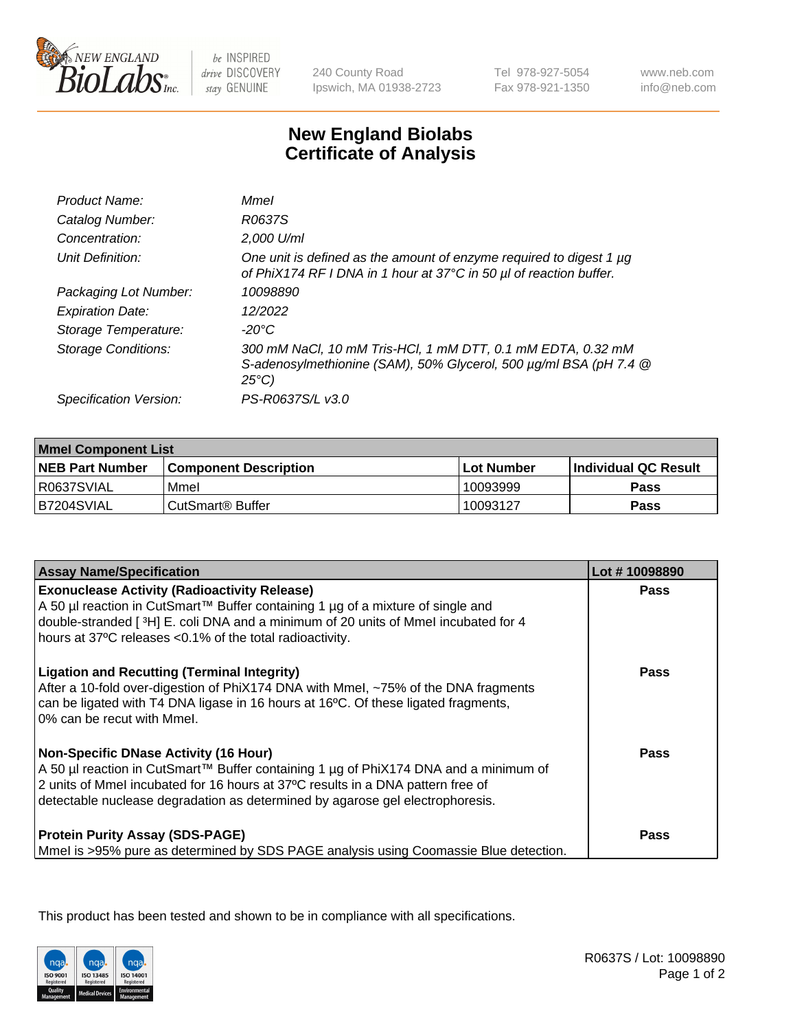240 County Road
Ipswich, MA 01938-2723

Tel 978-927-5054
Fax 978-921-1350

www.neb.com
info@neb.com

# New England Biolabs
# Certificate of Analysis

| | |
|---|---|
| *Product Name:* | *MmeI* |
| *Catalog Number:* | *R0637S* |
| *Concentration:* | *2,000 U/ml* |
| *Unit Definition:* | *One unit is defined as the amount of enzyme required to digest 1 µg of PhiX174 RF I DNA in 1 hour at 37°C in 50 µl of reaction buffer.* |
| *Packaging Lot Number:* | *10098890* |
| *Expiration Date:* | *12/2022* |
| *Storage Temperature:* | *-20°C* |
| *Storage Conditions:* | *300 mM NaCl, 10 mM Tris-HCl, 1 mM DTT, 0.1 mM EDTA, 0.32 mM S-adenosylmethionine (SAM), 50% Glycerol, 500 µg/ml BSA (pH 7.4 @ 25°C)* |
| *Specification Version:* | *PS-R0637S/L v3.0* |

| MmeI Component List | | | |
|---|---|---|---|
| **NEB Part Number** | **Component Description** | **Lot Number** | **Individual QC Result** |
| R0637SVIAL | MmeI | 10093999 | Pass |
| B7204SVIAL | CutSmart® Buffer | 10093127 | Pass |

| Assay Name/Specification | Lot # 10098890 |
|---|---|
| **Exonuclease Activity (Radioactivity Release)**<br>A 50 µl reaction in CutSmart™ Buffer containing 1 µg of a mixture of single and double-stranded [ $^3$H] E. coli DNA and a minimum of 20 units of MmeI incubated for 4 hours at 37ºC releases <0.1% of the total radioactivity. | Pass |
| **Ligation and Recutting (Terminal Integrity)**<br>After a 10-fold over-digestion of PhiX174 DNA with MmeI, ~75% of the DNA fragments can be ligated with T4 DNA ligase in 16 hours at 16ºC. Of these ligated fragments, 0% can be recut with MmeI. | Pass |
| **Non-Specific DNase Activity (16 Hour)**<br>A 50 µl reaction in CutSmart™ Buffer containing 1 µg of PhiX174 DNA and a minimum of 2 units of MmeI incubated for 16 hours at 37ºC results in a DNA pattern free of detectable nuclease degradation as determined by agarose gel electrophoresis. | Pass |
| **Protein Purity Assay (SDS-PAGE)**<br>MmeI is >95% pure as determined by SDS PAGE analysis using Coomassie Blue detection. | Pass |

This product has been tested and shown to be in compliance with all specifications.

R0637S / Lot: 10098890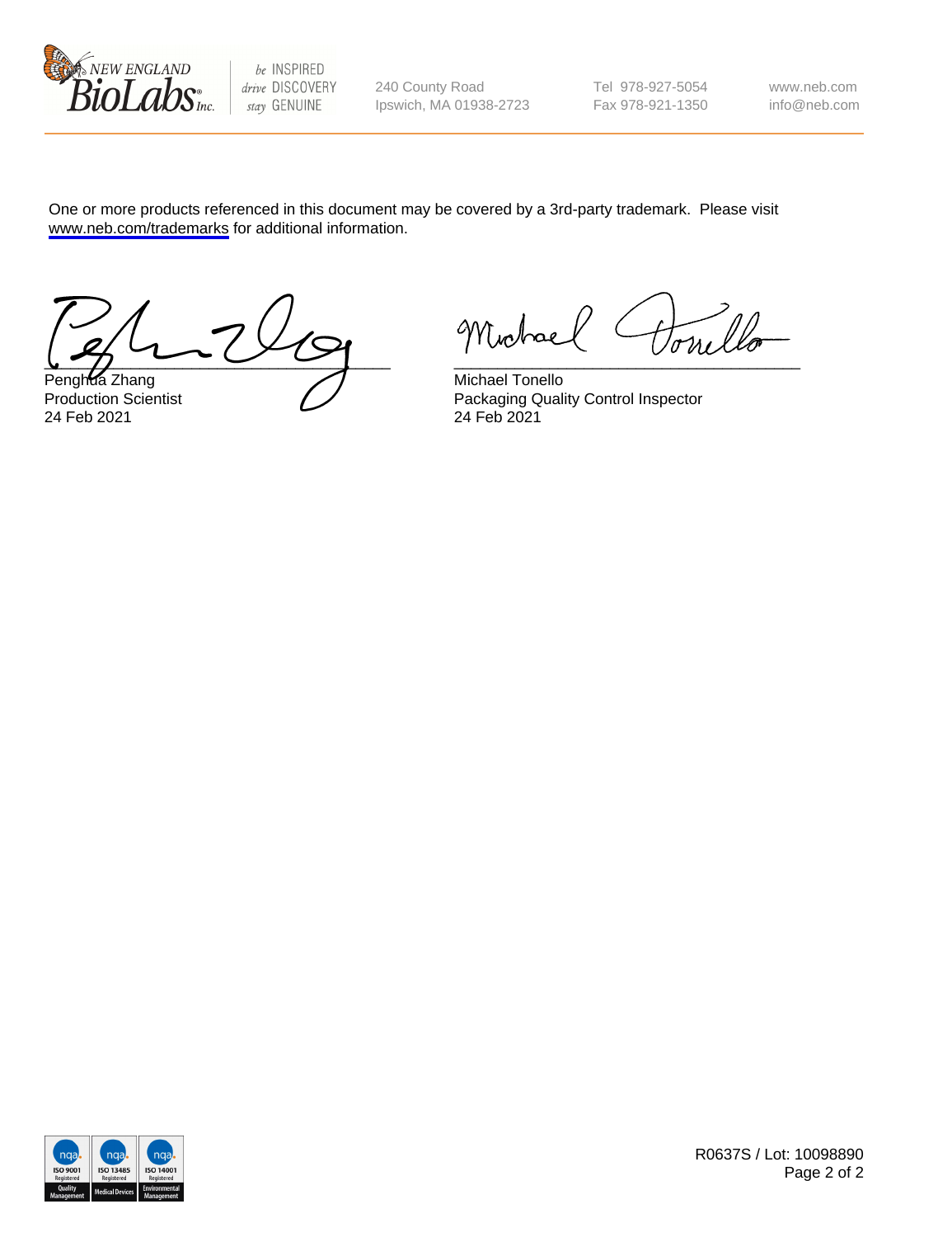One or more products referenced in this document may be covered by a 3rd-party trademark. Please visit www.neb.com/trademarks for additional information.

Penghua Zhang
Production Scientist
24 Feb 2021

Michael Tonello
Packaging Quality Control Inspector
24 Feb 2021

R0637S / Lot: 10098890